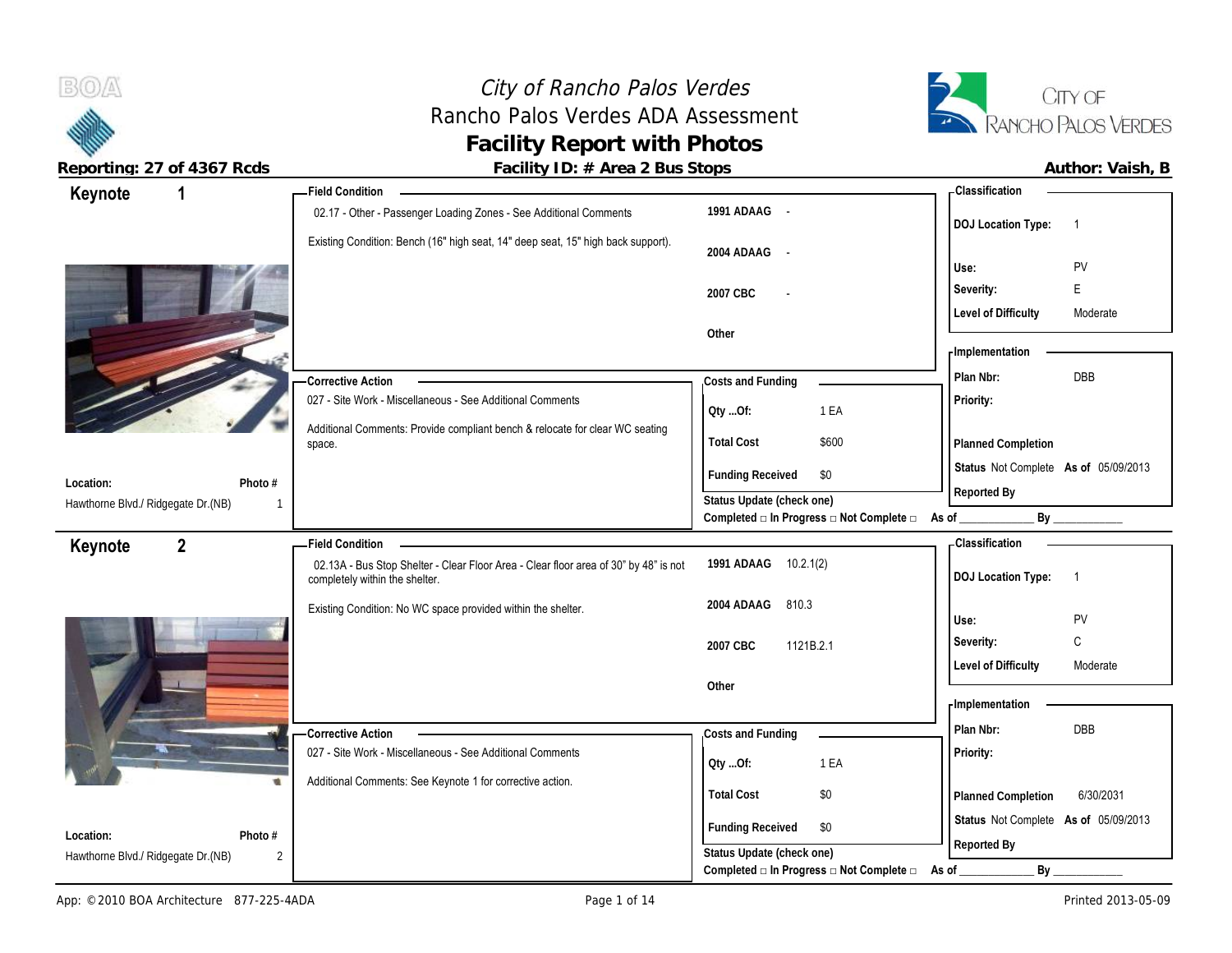# *City of Rancho Palos Verdes*

## Rancho Palos Verdes ADA Assessment

## Facility Report with Photos

**Reporting: 27 of 4367 Rcds** | **Facility ID: # Area 2 Bus Stops** | **Author: Vaish, B**

---

## Keynote 1

**Field Condition**

02.17 - Other - Passenger Loading Zones - See Additional Comments

Existing Condition: Bench (16" high seat, 14" deep seat, 15" high back support).

| | |
|---|---|
| **1991 ADAAG** | - |
| **2004 ADAAG** | - |
| **2007 CBC** | - |
| **Other** | |

**Classification**

| | |
|---|---|
| **DOJ Location Type:** | 1 |
| **Use:** | PV |
| **Severity:** | E |
| **Level of Difficulty** | Moderate |

**Corrective Action**

027 - Site Work - Miscellaneous - See Additional Comments

Additional Comments: Provide compliant bench & relocate for clear WC seating space.

**Costs and Funding**

| | |
|---|---|
| **Qty ...Of:** | 1 EA |
| **Total Cost** | $600 |
| **Funding Received** | $0 |

**Implementation**

| | |
|---|---|
| **Plan Nbr:** | DBB |
| **Priority:** | |
| **Planned Completion** | |
| **Status** | Not Complete **As of** 05/09/2013 |
| **Reported By** | |

**Location:** Hawthorne Blvd./ Ridgegate Dr.(NB) — **Photo #** 1

**Status Update (check one)**
Completed □ In Progress □ Not Complete □ As of ____________ By ____________

---

## Keynote 2

**Field Condition**

02.13A - Bus Stop Shelter - Clear Floor Area - Clear floor area of 30" by 48" is not completely within the shelter.

Existing Condition: No WC space provided within the shelter.

| | |
|---|---|
| **1991 ADAAG** | 10.2.1(2) |
| **2004 ADAAG** | 810.3 |
| **2007 CBC** | 1121B.2.1 |
| **Other** | |

**Classification**

| | |
|---|---|
| **DOJ Location Type:** | 1 |
| **Use:** | PV |
| **Severity:** | C |
| **Level of Difficulty** | Moderate |

**Corrective Action**

027 - Site Work - Miscellaneous - See Additional Comments

Additional Comments: See Keynote 1 for corrective action.

**Costs and Funding**

| | |
|---|---|
| **Qty ...Of:** | 1 EA |
| **Total Cost** | $0 |
| **Funding Received** | $0 |

**Implementation**

| | |
|---|---|
| **Plan Nbr:** | DBB |
| **Priority:** | |
| **Planned Completion** | 6/30/2031 |
| **Status** | Not Complete **As of** 05/09/2013 |
| **Reported By** | |

**Location:** Hawthorne Blvd./ Ridgegate Dr.(NB) — **Photo #** 2

**Status Update (check one)**
Completed □ In Progress □ Not Complete □ As of ____________ By ____________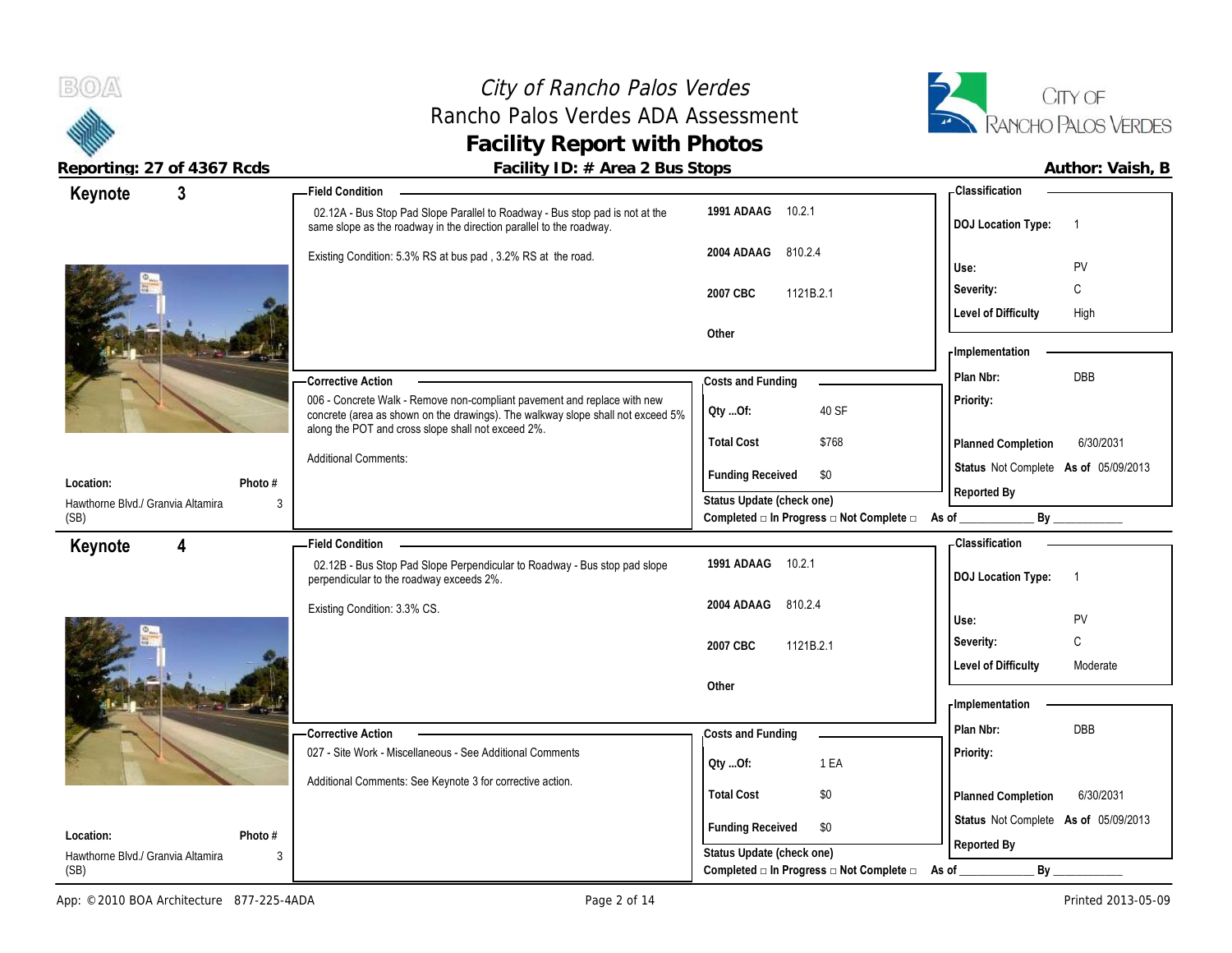# City of Rancho Palos Verdes
## Rancho Palos Verdes ADA Assessment
## Facility Report with Photos

**Reporting: 27 of 4367 Rcds** | **Facility ID: # Area 2 Bus Stops** | **Author: Vaish, B**

---

## Keynote 3

**Location:** Hawthorne Blvd./ Granvia Altamira (SB)

**Photo #:** 3

**Field Condition**

02.12A - Bus Stop Pad Slope Parallel to Roadway - Bus stop pad is not at the same slope as the roadway in the direction parallel to the roadway.

Existing Condition: 5.3% RS at bus pad , 3.2% RS at the road.

| | |
|---|---|
| **1991 ADAAG** | 10.2.1 |
| **2004 ADAAG** | 810.2.4 |
| **2007 CBC** | 1121B.2.1 |
| **Other** | |

**Classification**

| | |
|---|---|
| **DOJ Location Type:** | 1 |
| **Use:** | PV |
| **Severity:** | C |
| **Level of Difficulty** | High |

**Corrective Action**

006 - Concrete Walk - Remove non-compliant pavement and replace with new concrete (area as shown on the drawings). The walkway slope shall not exceed 5% along the POT and cross slope shall not exceed 2%.

Additional Comments:

**Costs and Funding**

| | |
|---|---|
| **Qty ...Of:** | 40 SF |
| **Total Cost** | $768 |
| **Funding Received** | $0 |

**Implementation**

| | |
|---|---|
| **Plan Nbr:** | DBB |
| **Priority:** | |
| **Planned Completion** | 6/30/2031 |
| **Status** | Not Complete **As of** 05/09/2013 |
| **Reported By** | |

**Status Update (check one)**
Completed □ In Progress □ Not Complete □ As of ____________ By ____________

---

## Keynote 4

**Location:** Hawthorne Blvd./ Granvia Altamira (SB)

**Photo #:** 3

**Field Condition**

02.12B - Bus Stop Pad Slope Perpendicular to Roadway - Bus stop pad slope perpendicular to the roadway exceeds 2%.

Existing Condition: 3.3% CS.

| | |
|---|---|
| **1991 ADAAG** | 10.2.1 |
| **2004 ADAAG** | 810.2.4 |
| **2007 CBC** | 1121B.2.1 |
| **Other** | |

**Classification**

| | |
|---|---|
| **DOJ Location Type:** | 1 |
| **Use:** | PV |
| **Severity:** | C |
| **Level of Difficulty** | Moderate |

**Corrective Action**

027 - Site Work - Miscellaneous - See Additional Comments

Additional Comments: See Keynote 3 for corrective action.

**Costs and Funding**

| | |
|---|---|
| **Qty ...Of:** | 1 EA |
| **Total Cost** | $0 |
| **Funding Received** | $0 |

**Implementation**

| | |
|---|---|
| **Plan Nbr:** | DBB |
| **Priority:** | |
| **Planned Completion** | 6/30/2031 |
| **Status** | Not Complete **As of** 05/09/2013 |
| **Reported By** | |

**Status Update (check one)**
Completed □ In Progress □ Not Complete □ As of ____________ By ____________

---

App: ©2010 BOA Architecture 877-225-4ADA | Printed 2013-05-09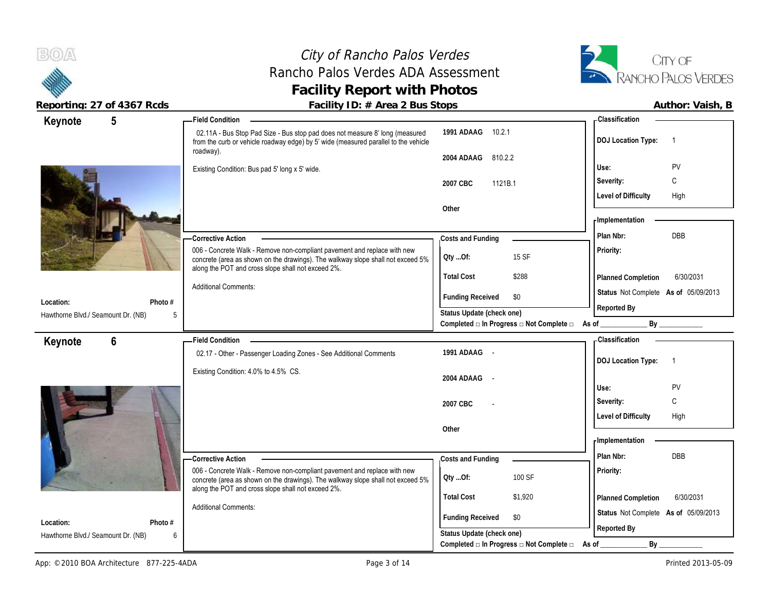# City of Rancho Palos Verdes
## Rancho Palos Verdes ADA Assessment
## Facility Report with Photos

**Reporting: 27 of 4367 Rcds** — **Facility ID: # Area 2 Bus Stops** — **Author: Vaish, B**

---

### Keynote 5

**Location:** Hawthorne Blvd./ Seamount Dr. (NB)
**Photo #:** 5

**Field Condition**

02.11A - Bus Stop Pad Size - Bus stop pad does not measure 8' long (measured from the curb or vehicle roadway edge) by 5' wide (measured parallel to the vehicle roadway).

Existing Condition: Bus pad 5' long x 5' wide.

| Code | Section |
|---|---|
| 1991 ADAAG | 10.2.1 |
| 2004 ADAAG | 810.2.2 |
| 2007 CBC | 1121B.1 |
| Other | |

**Corrective Action**

006 - Concrete Walk - Remove non-compliant pavement and replace with new concrete (area as shown on the drawings). The walkway slope shall not exceed 5% along the POT and cross slope shall not exceed 2%.

Additional Comments:

**Costs and Funding**

| | |
|---|---|
| Qty ...Of: | 15 SF |
| Total Cost | $288 |
| Funding Received | $0 |

Status Update (check one)
Completed □ In Progress □ Not Complete □ As of ____________ By ____________

**Classification**

| | |
|---|---|
| DOJ Location Type: | 1 |
| Use: | PV |
| Severity: | C |
| Level of Difficulty | High |

**Implementation**

| | |
|---|---|
| Plan Nbr: | DBB |
| Priority: | |
| Planned Completion | 6/30/2031 |
| Status | Not Complete As of 05/09/2013 |
| Reported By | |

---

### Keynote 6

**Location:** Hawthorne Blvd./ Seamount Dr. (NB)
**Photo #:** 6

**Field Condition**

02.17 - Other - Passenger Loading Zones - See Additional Comments

Existing Condition: 4.0% to 4.5% CS.

| Code | Section |
|---|---|
| 1991 ADAAG | - |
| 2004 ADAAG | - |
| 2007 CBC | - |
| Other | |

**Corrective Action**

006 - Concrete Walk - Remove non-compliant pavement and replace with new concrete (area as shown on the drawings). The walkway slope shall not exceed 5% along the POT and cross slope shall not exceed 2%.

Additional Comments:

**Costs and Funding**

| | |
|---|---|
| Qty ...Of: | 100 SF |
| Total Cost | $1,920 |
| Funding Received | $0 |

Status Update (check one)
Completed □ In Progress □ Not Complete □ As of ____________ By ____________

**Classification**

| | |
|---|---|
| DOJ Location Type: | 1 |
| Use: | PV |
| Severity: | C |
| Level of Difficulty | High |

**Implementation**

| | |
|---|---|
| Plan Nbr: | DBB |
| Priority: | |
| Planned Completion | 6/30/2031 |
| Status | Not Complete As of 05/09/2013 |
| Reported By | |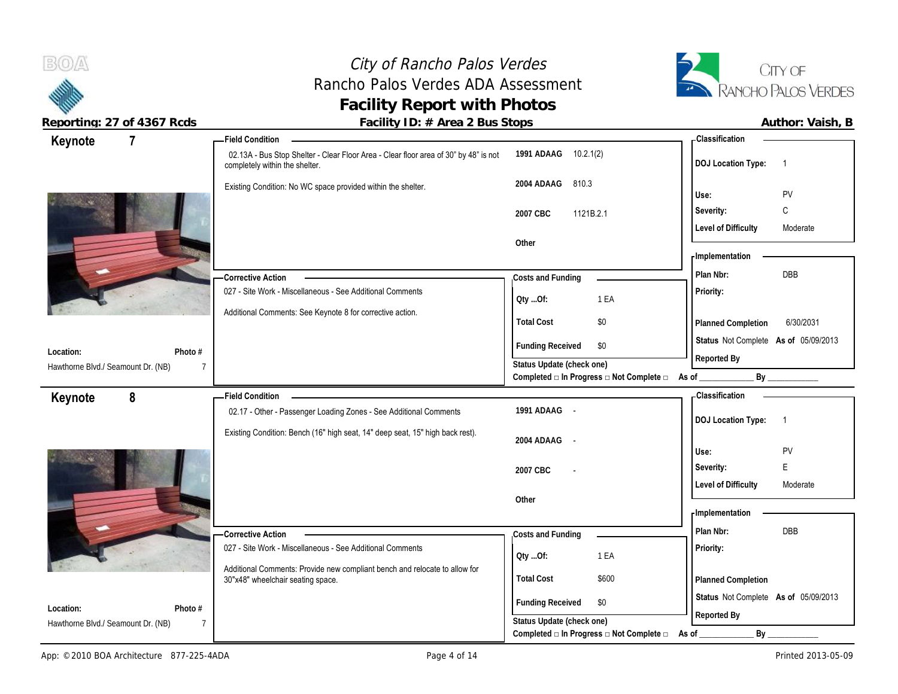# City of Rancho Palos Verdes
## Rancho Palos Verdes ADA Assessment
## Facility Report with Photos

**Reporting: 27 of 4367 Rcds** | **Facility ID: # Area 2 Bus Stops** | **Author: Vaish, B**

---

## Keynote 7

**Location:** Hawthorne Blvd./ Seamount Dr. (NB)
**Photo #:** 7

**Field Condition**

02.13A - Bus Stop Shelter - Clear Floor Area - Clear floor area of 30" by 48" is not completely within the shelter.

Existing Condition: No WC space provided within the shelter.

| Code | Section |
|---|---|
| 1991 ADAAG | 10.2.1(2) |
| 2004 ADAAG | 810.3 |
| 2007 CBC | 1121B.2.1 |
| Other | |

**Classification**

| | |
|---|---|
| DOJ Location Type: | 1 |
| Use: | PV |
| Severity: | C |
| Level of Difficulty | Moderate |

**Corrective Action**

027 - Site Work - Miscellaneous - See Additional Comments

Additional Comments: See Keynote 8 for corrective action.

**Costs and Funding**

| | |
|---|---|
| Qty ...Of: | 1 EA |
| Total Cost | $0 |
| Funding Received | $0 |

Status Update (check one)
Completed □ In Progress □ Not Complete □ As of ____________ By ____________

**Implementation**

| | |
|---|---|
| Plan Nbr: | DBB |
| Priority: | |
| Planned Completion | 6/30/2031 |
| Status | Not Complete As of 05/09/2013 |
| Reported By | |

---

## Keynote 8

**Location:** Hawthorne Blvd./ Seamount Dr. (NB)
**Photo #:** 7

**Field Condition**

02.17 - Other - Passenger Loading Zones - See Additional Comments

Existing Condition: Bench (16" high seat, 14" deep seat, 15" high back rest).

| Code | Section |
|---|---|
| 1991 ADAAG | - |
| 2004 ADAAG | - |
| 2007 CBC | - |
| Other | |

**Classification**

| | |
|---|---|
| DOJ Location Type: | 1 |
| Use: | PV |
| Severity: | E |
| Level of Difficulty | Moderate |

**Corrective Action**

027 - Site Work - Miscellaneous - See Additional Comments

Additional Comments: Provide new compliant bench and relocate to allow for 30"x48" wheelchair seating space.

**Costs and Funding**

| | |
|---|---|
| Qty ...Of: | 1 EA |
| Total Cost | $600 |
| Funding Received | $0 |

Status Update (check one)
Completed □ In Progress □ Not Complete □ As of ____________ By ____________

**Implementation**

| | |
|---|---|
| Plan Nbr: | DBB |
| Priority: | |
| Planned Completion | |
| Status | Not Complete As of 05/09/2013 |
| Reported By | |

App: © 2010 BOA Architecture 877-225-4ADA | Printed 2013-05-09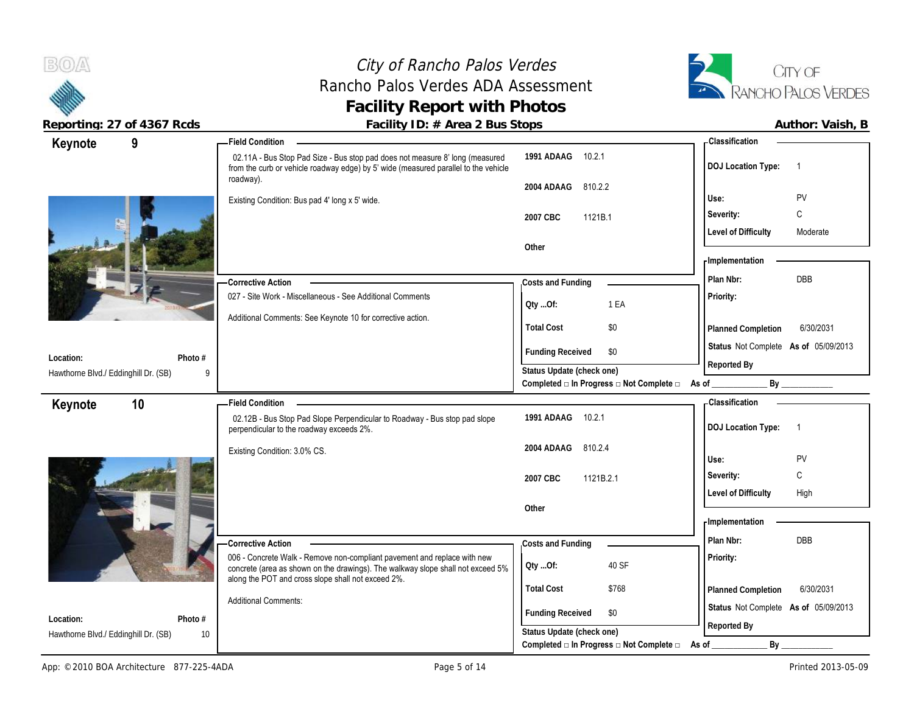# City of Rancho Palos Verdes
## Rancho Palos Verdes ADA Assessment
## Facility Report with Photos

**Reporting: 27 of 4367 Rcds** | **Facility ID: # Area 2 Bus Stops** | **Author: Vaish, B**

---

## Keynote 9

**Location:** Hawthorne Blvd./ Eddinghill Dr. (SB)
**Photo #** 9

**Field Condition**

02.11A - Bus Stop Pad Size - Bus stop pad does not measure 8' long (measured from the curb or vehicle roadway edge) by 5' wide (measured parallel to the vehicle roadway).

Existing Condition: Bus pad 4' long x 5' wide.

| Code | Section |
|---|---|
| 1991 ADAAG | 10.2.1 |
| 2004 ADAAG | 810.2.2 |
| 2007 CBC | 1121B.1 |
| Other | |

**Corrective Action**

027 - Site Work - Miscellaneous - See Additional Comments

Additional Comments: See Keynote 10 for corrective action.

**Costs and Funding**

| | |
|---|---|
| Qty ...Of: | 1 EA |
| Total Cost | $0 |
| Funding Received | $0 |

Status Update (check one)
Completed □ In Progress □ Not Complete □ As of ____________ By ____________

**Classification**

| | |
|---|---|
| DOJ Location Type: | 1 |
| Use: | PV |
| Severity: | C |
| Level of Difficulty | Moderate |

**Implementation**

| | |
|---|---|
| Plan Nbr: | DBB |
| Priority: | |
| Planned Completion | 6/30/2031 |
| Status | Not Complete As of 05/09/2013 |
| Reported By | |

---

## Keynote 10

**Location:** Hawthorne Blvd./ Eddinghill Dr. (SB)
**Photo #** 10

**Field Condition**

02.12B - Bus Stop Pad Slope Perpendicular to Roadway - Bus stop pad slope perpendicular to the roadway exceeds 2%.

Existing Condition: 3.0% CS.

| Code | Section |
|---|---|
| 1991 ADAAG | 10.2.1 |
| 2004 ADAAG | 810.2.4 |
| 2007 CBC | 1121B.2.1 |
| Other | |

**Corrective Action**

006 - Concrete Walk - Remove non-compliant pavement and replace with new concrete (area as shown on the drawings). The walkway slope shall not exceed 5% along the POT and cross slope shall not exceed 2%.

Additional Comments:

**Costs and Funding**

| | |
|---|---|
| Qty ...Of: | 40 SF |
| Total Cost | $768 |
| Funding Received | $0 |

Status Update (check one)
Completed □ In Progress □ Not Complete □ As of ____________ By ____________

**Classification**

| | |
|---|---|
| DOJ Location Type: | 1 |
| Use: | PV |
| Severity: | C |
| Level of Difficulty | High |

**Implementation**

| | |
|---|---|
| Plan Nbr: | DBB |
| Priority: | |
| Planned Completion | 6/30/2031 |
| Status | Not Complete As of 05/09/2013 |
| Reported By | |

App: © 2010 BOA Architecture 877-225-4ADA | Printed 2013-05-09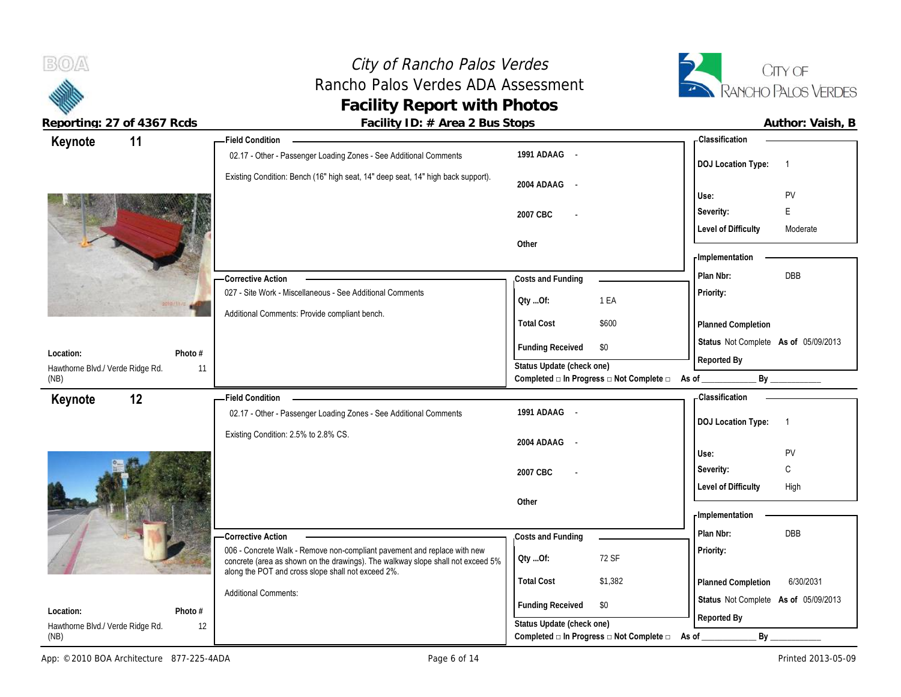# City of Rancho Palos Verdes
## Rancho Palos Verdes ADA Assessment
## Facility Report with Photos

**Reporting: 27 of 4367 Rcds** | **Facility ID: # Area 2 Bus Stops** | **Author: Vaish, B**

---

## Keynote 11

**Location:** Hawthorne Blvd./ Verde Ridge Rd. (NB)
**Photo #:** 11

**Field Condition**

02.17 - Other - Passenger Loading Zones - See Additional Comments

Existing Condition: Bench (16" high seat, 14" deep seat, 14" high back support).

| | |
|---|---|
| 1991 ADAAG | - |
| 2004 ADAAG | - |
| 2007 CBC | - |
| Other | |

**Classification**

| | |
|---|---|
| DOJ Location Type: | 1 |
| Use: | PV |
| Severity: | E |
| Level of Difficulty | Moderate |

**Corrective Action**

027 - Site Work - Miscellaneous - See Additional Comments

Additional Comments: Provide compliant bench.

**Costs and Funding**

| | |
|---|---|
| Qty ...Of: | 1 EA |
| Total Cost | $600 |
| Funding Received | $0 |

**Implementation**

| | |
|---|---|
| Plan Nbr: | DBB |
| Priority: | |
| Planned Completion | |
| Status | Not Complete As of 05/09/2013 |
| Reported By | |

Status Update (check one)
Completed □ In Progress □ Not Complete □ As of ____________ By ____________

---

## Keynote 12

**Location:** Hawthorne Blvd./ Verde Ridge Rd. (NB)
**Photo #:** 12

**Field Condition**

02.17 - Other - Passenger Loading Zones - See Additional Comments

Existing Condition: 2.5% to 2.8% CS.

| | |
|---|---|
| 1991 ADAAG | - |
| 2004 ADAAG | - |
| 2007 CBC | - |
| Other | |

**Classification**

| | |
|---|---|
| DOJ Location Type: | 1 |
| Use: | PV |
| Severity: | C |
| Level of Difficulty | High |

**Corrective Action**

006 - Concrete Walk - Remove non-compliant pavement and replace with new concrete (area as shown on the drawings). The walkway slope shall not exceed 5% along the POT and cross slope shall not exceed 2%.

Additional Comments:

**Costs and Funding**

| | |
|---|---|
| Qty ...Of: | 72 SF |
| Total Cost | $1,382 |
| Funding Received | $0 |

**Implementation**

| | |
|---|---|
| Plan Nbr: | DBB |
| Priority: | |
| Planned Completion | 6/30/2031 |
| Status | Not Complete As of 05/09/2013 |
| Reported By | |

Status Update (check one)
Completed □ In Progress □ Not Complete □ As of ____________ By ____________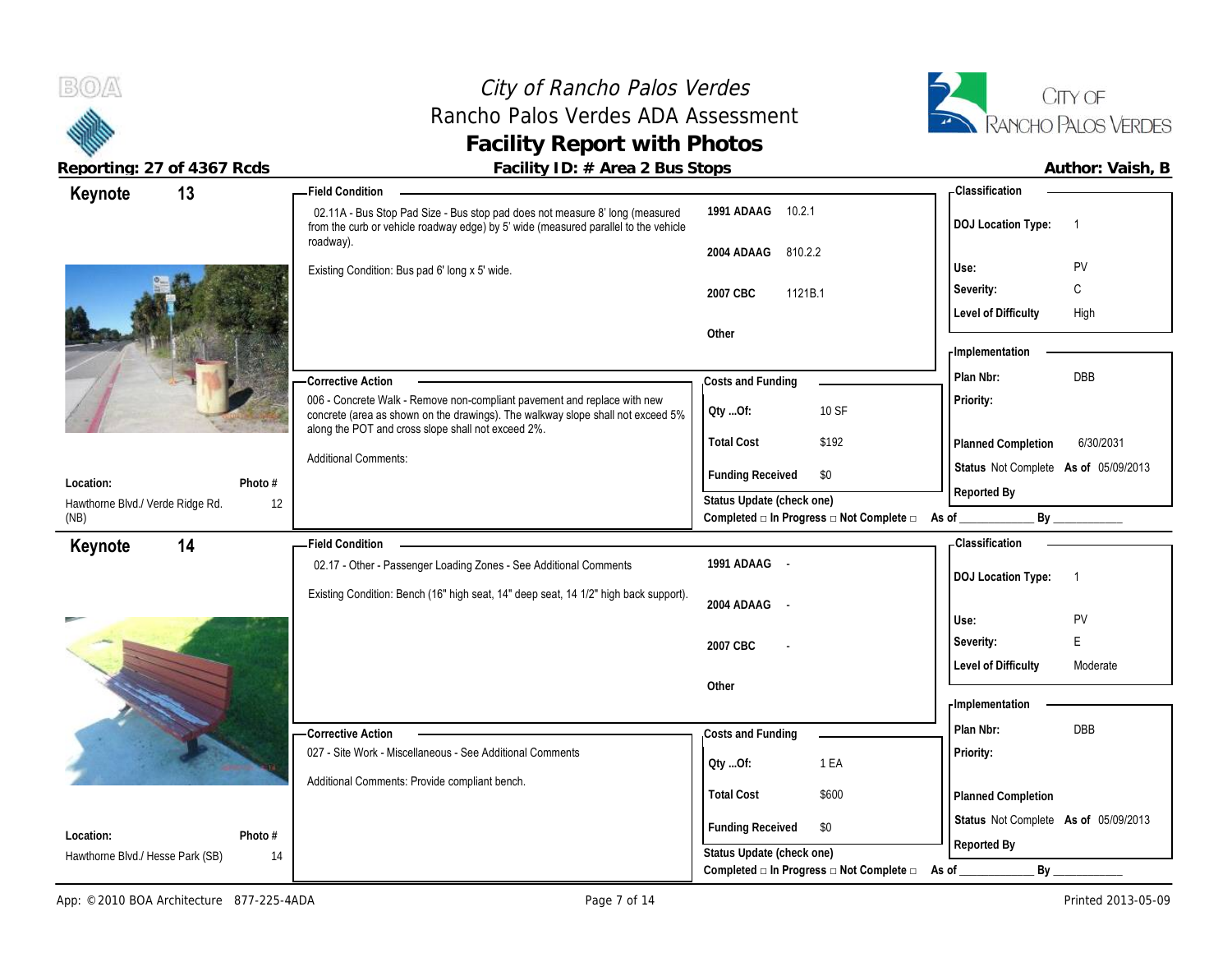# City of Rancho Palos Verdes
## Rancho Palos Verdes ADA Assessment
## Facility Report with Photos

**Reporting: 27 of 4367 Rcds** | **Facility ID: # Area 2 Bus Stops** | **Author: Vaish, B**

---

### Keynote 13

**Location:** Hawthorne Blvd./ Verde Ridge Rd. (NB)
**Photo #:** 12

**Field Condition**

02.11A - Bus Stop Pad Size - Bus stop pad does not measure 8' long (measured from the curb or vehicle roadway edge) by 5' wide (measured parallel to the vehicle roadway).

Existing Condition: Bus pad 6' long x 5' wide.

| Code | Section |
|---|---|
| 1991 ADAAG | 10.2.1 |
| 2004 ADAAG | 810.2.2 |
| 2007 CBC | 1121B.1 |
| Other | |

**Classification**

| | |
|---|---|
| DOJ Location Type: | 1 |
| Use: | PV |
| Severity: | C |
| Level of Difficulty | High |

**Corrective Action**

006 - Concrete Walk - Remove non-compliant pavement and replace with new concrete (area as shown on the drawings). The walkway slope shall not exceed 5% along the POT and cross slope shall not exceed 2%.

Additional Comments:

**Costs and Funding**

| | |
|---|---|
| Qty ...Of: | 10 SF |
| Total Cost | $192 |
| Funding Received | $0 |

Status Update (check one)
Completed □ In Progress □ Not Complete □ As of ____________ By ____________

**Implementation**

| | |
|---|---|
| Plan Nbr: | DBB |
| Priority: | |
| Planned Completion | 6/30/2031 |
| Status | Not Complete As of 05/09/2013 |
| Reported By | |

---

### Keynote 14

**Location:** Hawthorne Blvd./ Hesse Park (SB)
**Photo #:** 14

**Field Condition**

02.17 - Other - Passenger Loading Zones - See Additional Comments

Existing Condition: Bench (16" high seat, 14" deep seat, 14 1/2" high back support).

| Code | Section |
|---|---|
| 1991 ADAAG | - |
| 2004 ADAAG | - |
| 2007 CBC | - |
| Other | |

**Classification**

| | |
|---|---|
| DOJ Location Type: | 1 |
| Use: | PV |
| Severity: | E |
| Level of Difficulty | Moderate |

**Corrective Action**

027 - Site Work - Miscellaneous - See Additional Comments

Additional Comments: Provide compliant bench.

**Costs and Funding**

| | |
|---|---|
| Qty ...Of: | 1 EA |
| Total Cost | $600 |
| Funding Received | $0 |

Status Update (check one)
Completed □ In Progress □ Not Complete □ As of ____________ By ____________

**Implementation**

| | |
|---|---|
| Plan Nbr: | DBB |
| Priority: | |
| Planned Completion | |
| Status | Not Complete As of 05/09/2013 |
| Reported By | |

---

App: © 2010 BOA Architecture 877-225-4ADA | Printed 2013-05-09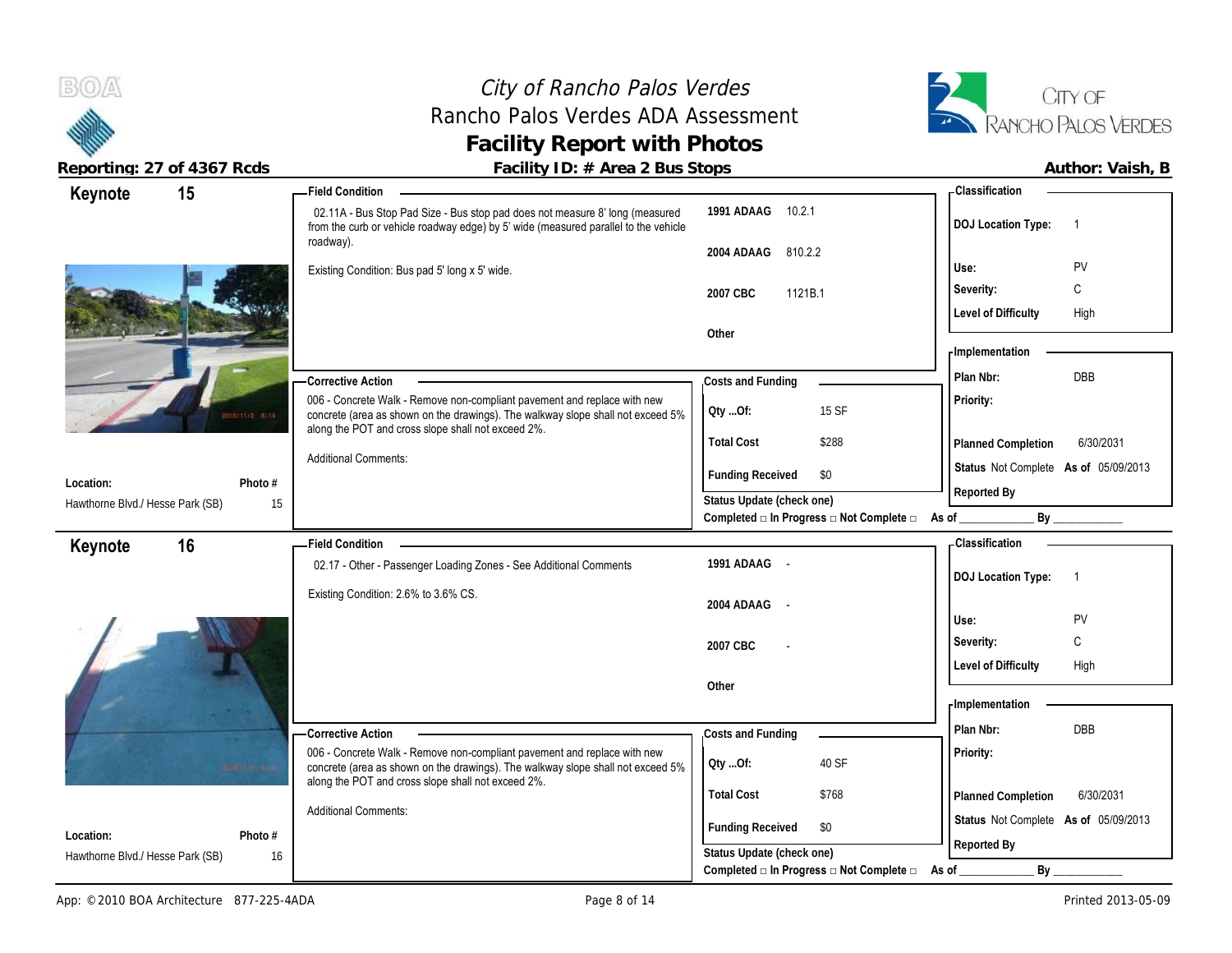# City of Rancho Palos Verdes
## Rancho Palos Verdes ADA Assessment
## Facility Report with Photos

**Reporting: 27 of 4367 Rcds** | **Facility ID: # Area 2 Bus Stops** | **Author: Vaish, B**

---

### Keynote 15

**Location:** Hawthorne Blvd./ Hesse Park (SB)
**Photo #:** 15

**Field Condition**

02.11A - Bus Stop Pad Size - Bus stop pad does not measure 8' long (measured from the curb or vehicle roadway edge) by 5' wide (measured parallel to the vehicle roadway).

Existing Condition: Bus pad 5' long x 5' wide.

| Code | Section |
|---|---|
| 1991 ADAAG | 10.2.1 |
| 2004 ADAAG | 810.2.2 |
| 2007 CBC | 1121B.1 |
| Other | |

**Corrective Action**

006 - Concrete Walk - Remove non-compliant pavement and replace with new concrete (area as shown on the drawings). The walkway slope shall not exceed 5% along the POT and cross slope shall not exceed 2%.

Additional Comments:

**Costs and Funding**

| | |
|---|---|
| Qty ...Of: | 15 SF |
| Total Cost | $288 |
| Funding Received | $0 |

**Classification**

| | |
|---|---|
| DOJ Location Type: | 1 |
| Use: | PV |
| Severity: | C |
| Level of Difficulty | High |

**Implementation**

| | |
|---|---|
| Plan Nbr: | DBB |
| Priority: | |
| Planned Completion | 6/30/2031 |
| Status | Not Complete As of 05/09/2013 |
| Reported By | |

Status Update (check one)
Completed □ In Progress □ Not Complete □ As of ____________ By ____________

---

### Keynote 16

**Location:** Hawthorne Blvd./ Hesse Park (SB)
**Photo #:** 16

**Field Condition**

02.17 - Other - Passenger Loading Zones - See Additional Comments

Existing Condition: 2.6% to 3.6% CS.

| Code | Section |
|---|---|
| 1991 ADAAG | - |
| 2004 ADAAG | - |
| 2007 CBC | - |
| Other | |

**Corrective Action**

006 - Concrete Walk - Remove non-compliant pavement and replace with new concrete (area as shown on the drawings). The walkway slope shall not exceed 5% along the POT and cross slope shall not exceed 2%.

Additional Comments:

**Costs and Funding**

| | |
|---|---|
| Qty ...Of: | 40 SF |
| Total Cost | $768 |
| Funding Received | $0 |

**Classification**

| | |
|---|---|
| DOJ Location Type: | 1 |
| Use: | PV |
| Severity: | C |
| Level of Difficulty | High |

**Implementation**

| | |
|---|---|
| Plan Nbr: | DBB |
| Priority: | |
| Planned Completion | 6/30/2031 |
| Status | Not Complete As of 05/09/2013 |
| Reported By | |

Status Update (check one)
Completed □ In Progress □ Not Complete □ As of ____________ By ____________

---

App: © 2010 BOA Architecture 877-225-4ADA | Printed 2013-05-09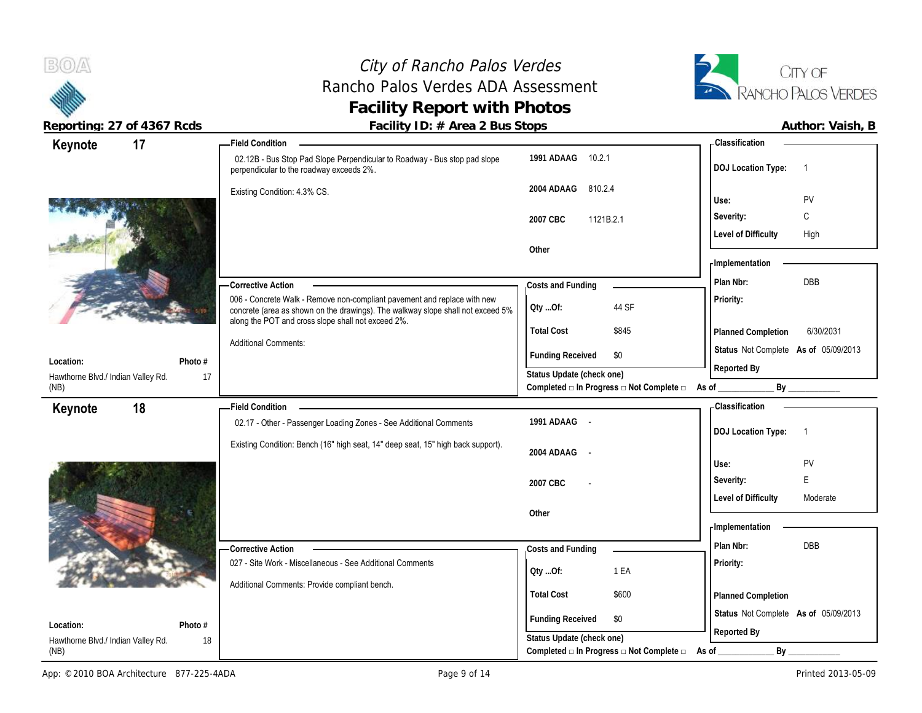# City of Rancho Palos Verdes
## Rancho Palos Verdes ADA Assessment
## Facility Report with Photos

**Reporting: 27 of 4367 Rcds** | **Facility ID: # Area 2 Bus Stops** | **Author: Vaish, B**

---

## Keynote 17

**Location:** Hawthorne Blvd./ Indian Valley Rd. (NB)
**Photo #:** 17

**Field Condition**

02.12B - Bus Stop Pad Slope Perpendicular to Roadway - Bus stop pad slope perpendicular to the roadway exceeds 2%.

Existing Condition: 4.3% CS.

| | |
|---|---|
| 1991 ADAAG | 10.2.1 |
| 2004 ADAAG | 810.2.4 |
| 2007 CBC | 1121B.2.1 |
| Other | |

**Corrective Action**

006 - Concrete Walk - Remove non-compliant pavement and replace with new concrete (area as shown on the drawings). The walkway slope shall not exceed 5% along the POT and cross slope shall not exceed 2%.

Additional Comments:

**Costs and Funding**

| | |
|---|---|
| Qty ...Of: | 44 SF |
| Total Cost | $845 |
| Funding Received | $0 |

Status Update (check one)
Completed □ In Progress □ Not Complete □ As of ____________ By ____________

**Classification**

| | |
|---|---|
| DOJ Location Type: | 1 |
| Use: | PV |
| Severity: | C |
| Level of Difficulty | High |

**Implementation**

| | |
|---|---|
| Plan Nbr: | DBB |
| Priority: | |
| Planned Completion | 6/30/2031 |
| Status | Not Complete As of 05/09/2013 |
| Reported By | |

---

## Keynote 18

**Location:** Hawthorne Blvd./ Indian Valley Rd. (NB)
**Photo #:** 18

**Field Condition**

02.17 - Other - Passenger Loading Zones - See Additional Comments

Existing Condition: Bench (16" high seat, 14" deep seat, 15" high back support).

| | |
|---|---|
| 1991 ADAAG | - |
| 2004 ADAAG | - |
| 2007 CBC | - |
| Other | |

**Corrective Action**

027 - Site Work - Miscellaneous - See Additional Comments

Additional Comments: Provide compliant bench.

**Costs and Funding**

| | |
|---|---|
| Qty ...Of: | 1 EA |
| Total Cost | $600 |
| Funding Received | $0 |

Status Update (check one)
Completed □ In Progress □ Not Complete □ As of ____________ By ____________

**Classification**

| | |
|---|---|
| DOJ Location Type: | 1 |
| Use: | PV |
| Severity: | E |
| Level of Difficulty | Moderate |

**Implementation**

| | |
|---|---|
| Plan Nbr: | DBB |
| Priority: | |
| Planned Completion | |
| Status | Not Complete As of 05/09/2013 |
| Reported By | |

App: © 2010 BOA Architecture 877-225-4ADA | Printed 2013-05-09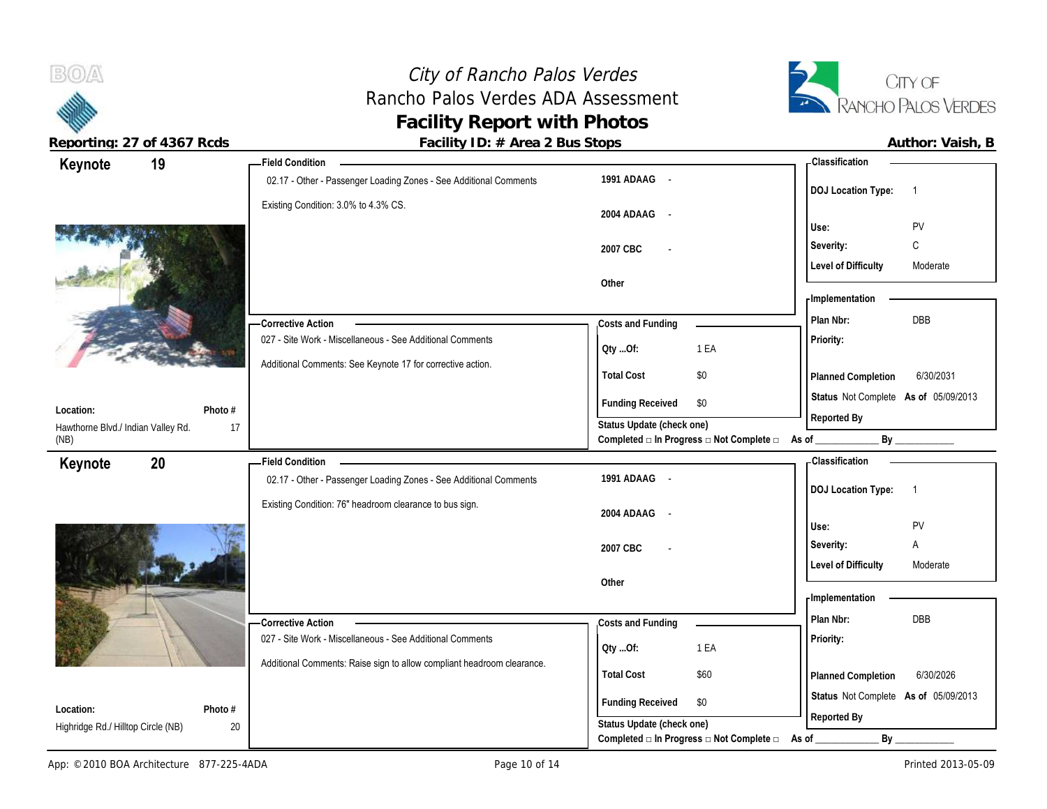# City of Rancho Palos Verdes
## Rancho Palos Verdes ADA Assessment
## Facility Report with Photos

**Reporting: 27 of 4367 Rcds** | **Facility ID: # Area 2 Bus Stops** | **Author: Vaish, B**

---

## Keynote 19

**Location:** Hawthorne Blvd./ Indian Valley Rd. (NB)
**Photo #:** 17

**Field Condition**

02.17 - Other - Passenger Loading Zones - See Additional Comments

Existing Condition: 3.0% to 4.3% CS.

| | |
|---|---|
| 1991 ADAAG | - |
| 2004 ADAAG | - |
| 2007 CBC | - |
| Other | |

**Corrective Action**

027 - Site Work - Miscellaneous - See Additional Comments

Additional Comments: See Keynote 17 for corrective action.

**Costs and Funding**

| | |
|---|---|
| Qty ...Of: | 1 EA |
| Total Cost | $0 |
| Funding Received | $0 |

Status Update (check one)
Completed □ In Progress □ Not Complete □ As of ____________ By ____________

**Classification**

| | |
|---|---|
| DOJ Location Type: | 1 |
| Use: | PV |
| Severity: | C |
| Level of Difficulty | Moderate |

**Implementation**

| | |
|---|---|
| Plan Nbr: | DBB |
| Priority: | |
| Planned Completion | 6/30/2031 |
| Status | Not Complete As of 05/09/2013 |
| Reported By | |

---

## Keynote 20

**Location:** Highridge Rd./ Hilltop Circle (NB)
**Photo #:** 20

**Field Condition**

02.17 - Other - Passenger Loading Zones - See Additional Comments

Existing Condition: 76" headroom clearance to bus sign.

| | |
|---|---|
| 1991 ADAAG | - |
| 2004 ADAAG | - |
| 2007 CBC | - |
| Other | |

**Corrective Action**

027 - Site Work - Miscellaneous - See Additional Comments

Additional Comments: Raise sign to allow compliant headroom clearance.

**Costs and Funding**

| | |
|---|---|
| Qty ...Of: | 1 EA |
| Total Cost | $60 |
| Funding Received | $0 |

Status Update (check one)
Completed □ In Progress □ Not Complete □ As of ____________ By ____________

**Classification**

| | |
|---|---|
| DOJ Location Type: | 1 |
| Use: | PV |
| Severity: | A |
| Level of Difficulty | Moderate |

**Implementation**

| | |
|---|---|
| Plan Nbr: | DBB |
| Priority: | |
| Planned Completion | 6/30/2026 |
| Status | Not Complete As of 05/09/2013 |
| Reported By | |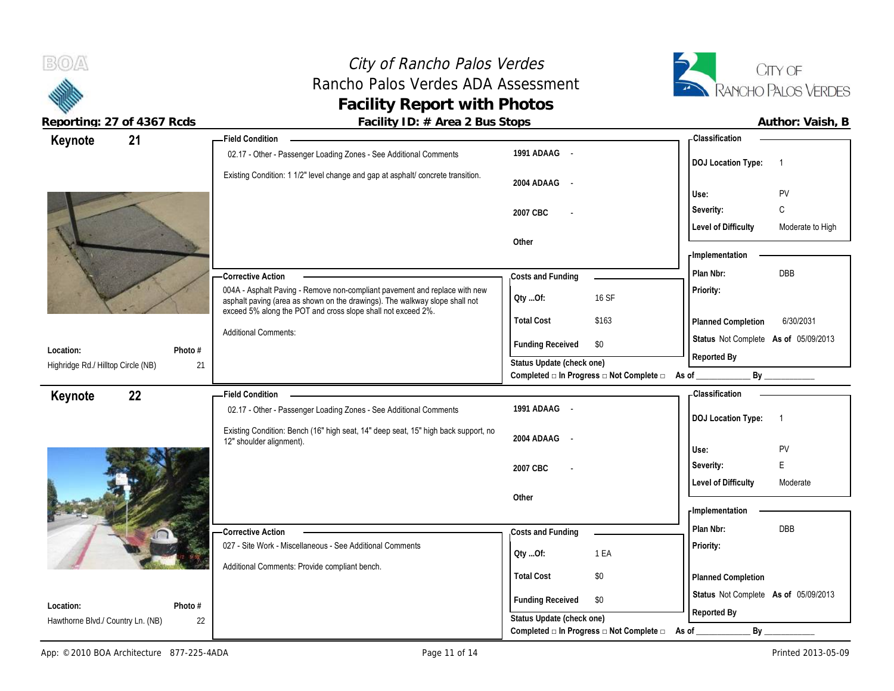# City of Rancho Palos Verdes
## Rancho Palos Verdes ADA Assessment
## Facility Report with Photos

**Reporting: 27 of 4367 Rcds** | **Facility ID: # Area 2 Bus Stops** | **Author: Vaish, B**

---

## Keynote 21

**Location:** Highridge Rd./ Hilltop Circle (NB)
**Photo #:** 21

**Field Condition**

02.17 - Other - Passenger Loading Zones - See Additional Comments

Existing Condition: 1 1/2" level change and gap at asphalt/ concrete transition.

| | |
|---|---|
| 1991 ADAAG | - |
| 2004 ADAAG | - |
| 2007 CBC | - |
| Other | |

**Corrective Action**

004A - Asphalt Paving - Remove non-compliant pavement and replace with new asphalt paving (area as shown on the drawings). The walkway slope shall not exceed 5% along the POT and cross slope shall not exceed 2%.

Additional Comments:

**Costs and Funding**

| | |
|---|---|
| Qty ...Of: | 16 SF |
| Total Cost | $163 |
| Funding Received | $0 |

Status Update (check one)
Completed □ In Progress □ Not Complete □ As of ____________ By ____________

**Classification**

| | |
|---|---|
| DOJ Location Type: | 1 |
| Use: | PV |
| Severity: | C |
| Level of Difficulty | Moderate to High |

**Implementation**

| | |
|---|---|
| Plan Nbr: | DBB |
| Priority: | |
| Planned Completion | 6/30/2031 |
| Status | Not Complete As of 05/09/2013 |
| Reported By | |

---

## Keynote 22

**Location:** Hawthorne Blvd./ Country Ln. (NB)
**Photo #:** 22

**Field Condition**

02.17 - Other - Passenger Loading Zones - See Additional Comments

Existing Condition: Bench (16" high seat, 14" deep seat, 15" high back support, no 12" shoulder alignment).

| | |
|---|---|
| 1991 ADAAG | - |
| 2004 ADAAG | - |
| 2007 CBC | - |
| Other | |

**Corrective Action**

027 - Site Work - Miscellaneous - See Additional Comments

Additional Comments: Provide compliant bench.

**Costs and Funding**

| | |
|---|---|
| Qty ...Of: | 1 EA |
| Total Cost | $0 |
| Funding Received | $0 |

Status Update (check one)
Completed □ In Progress □ Not Complete □ As of ____________ By ____________

**Classification**

| | |
|---|---|
| DOJ Location Type: | 1 |
| Use: | PV |
| Severity: | E |
| Level of Difficulty | Moderate |

**Implementation**

| | |
|---|---|
| Plan Nbr: | DBB |
| Priority: | |
| Planned Completion | |
| Status | Not Complete As of 05/09/2013 |
| Reported By | |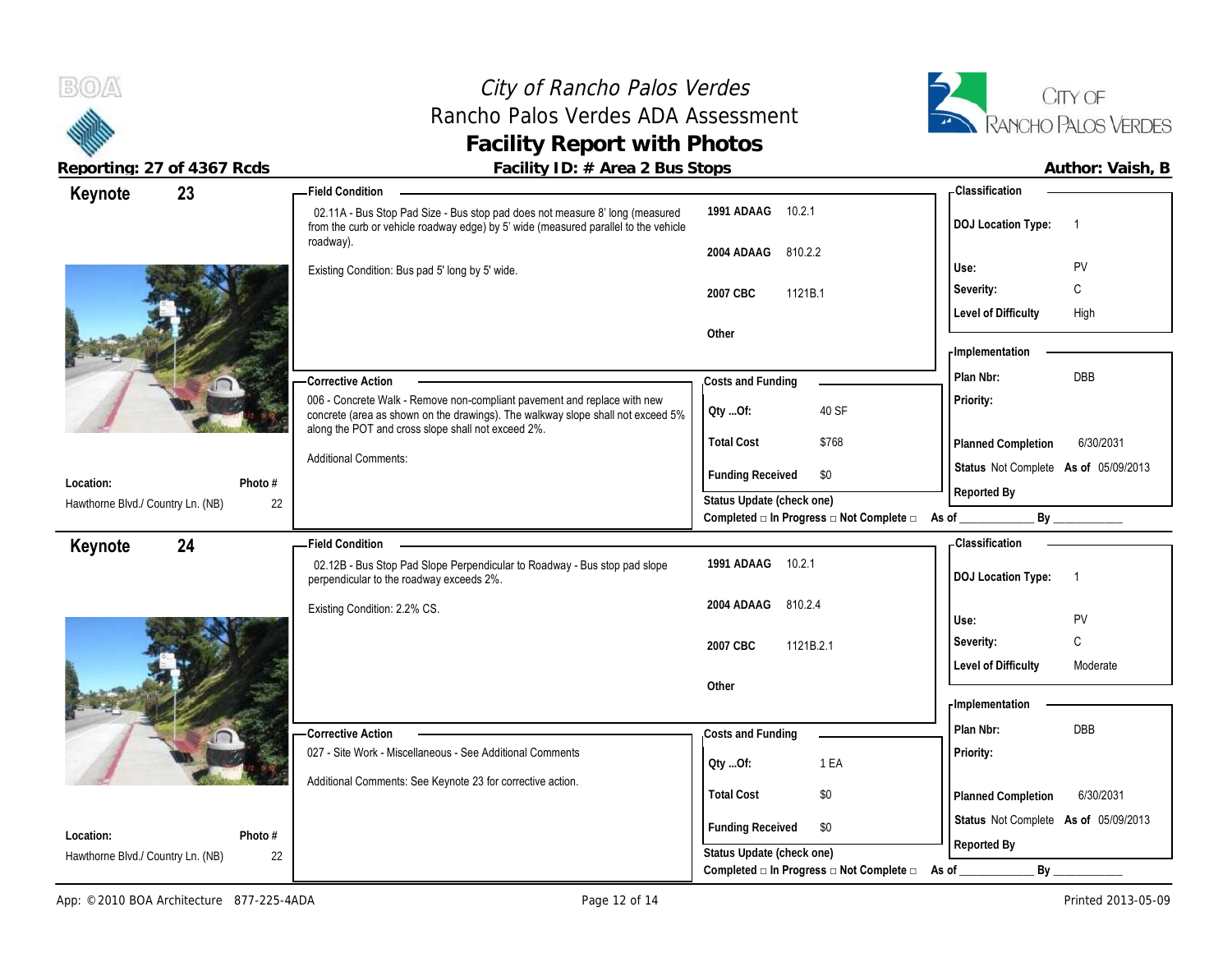# City of Rancho Palos Verdes
## Rancho Palos Verdes ADA Assessment
## Facility Report with Photos

**Reporting: 27 of 4367 Rcds** — **Facility ID: # Area 2 Bus Stops** — **Author: Vaish, B**

---

### Keynote 23

**Field Condition**

02.11A - Bus Stop Pad Size - Bus stop pad does not measure 8' long (measured from the curb or vehicle roadway edge) by 5' wide (measured parallel to the vehicle roadway).

Existing Condition: Bus pad 5' long by 5' wide.

| | |
|---|---|
| 1991 ADAAG | 10.2.1 |
| 2004 ADAAG | 810.2.2 |
| 2007 CBC | 1121B.1 |
| Other | |

**Classification**

| | |
|---|---|
| DOJ Location Type: | 1 |
| Use: | PV |
| Severity: | C |
| Level of Difficulty | High |

**Corrective Action**

006 - Concrete Walk - Remove non-compliant pavement and replace with new concrete (area as shown on the drawings). The walkway slope shall not exceed 5% along the POT and cross slope shall not exceed 2%.

Additional Comments:

**Costs and Funding**

| | |
|---|---|
| Qty ...Of: | 40 SF |
| Total Cost | $768 |
| Funding Received | $0 |

Status Update (check one)
Completed □ In Progress □ Not Complete □ As of ____________ By ____________

**Implementation**

| | |
|---|---|
| Plan Nbr: | DBB |
| Priority: | |
| Planned Completion | 6/30/2031 |
| Status | Not Complete As of 05/09/2013 |
| Reported By | |

**Location:** Hawthorne Blvd./ Country Ln. (NB) — **Photo #** 22

---

### Keynote 24

**Field Condition**

02.12B - Bus Stop Pad Slope Perpendicular to Roadway - Bus stop pad slope perpendicular to the roadway exceeds 2%.

Existing Condition: 2.2% CS.

| | |
|---|---|
| 1991 ADAAG | 10.2.1 |
| 2004 ADAAG | 810.2.4 |
| 2007 CBC | 1121B.2.1 |
| Other | |

**Classification**

| | |
|---|---|
| DOJ Location Type: | 1 |
| Use: | PV |
| Severity: | C |
| Level of Difficulty | Moderate |

**Corrective Action**

027 - Site Work - Miscellaneous - See Additional Comments

Additional Comments: See Keynote 23 for corrective action.

**Costs and Funding**

| | |
|---|---|
| Qty ...Of: | 1 EA |
| Total Cost | $0 |
| Funding Received | $0 |

Status Update (check one)
Completed □ In Progress □ Not Complete □ As of ____________ By ____________

**Implementation**

| | |
|---|---|
| Plan Nbr: | DBB |
| Priority: | |
| Planned Completion | 6/30/2031 |
| Status | Not Complete As of 05/09/2013 |
| Reported By | |

**Location:** Hawthorne Blvd./ Country Ln. (NB) — **Photo #** 22

---

App: © 2010 BOA Architecture 877-225-4ADA — Printed 2013-05-09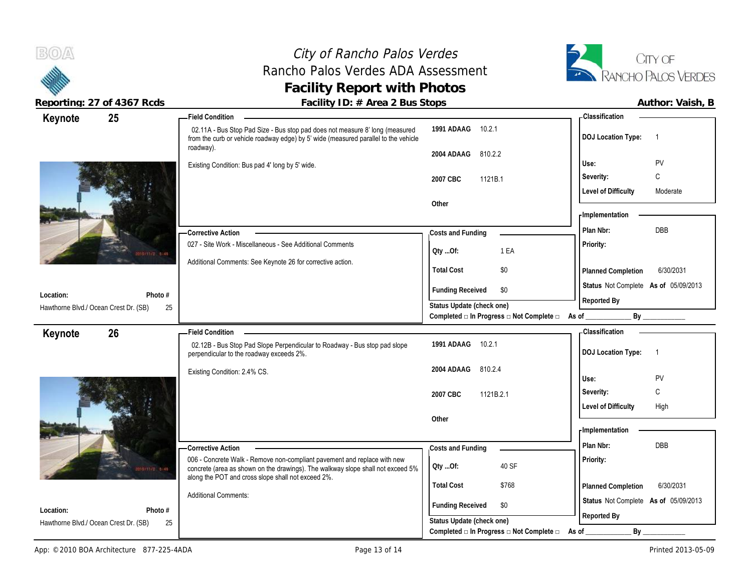# City of Rancho Palos Verdes
## Rancho Palos Verdes ADA Assessment
## Facility Report with Photos

**Reporting: 27 of 4367 Rcds** | **Facility ID: # Area 2 Bus Stops** | **Author: Vaish, B**

---

## Keynote 25

**Location:** Hawthorne Blvd./ Ocean Crest Dr. (SB)
**Photo #:** 25

**Field Condition**

02.11A - Bus Stop Pad Size - Bus stop pad does not measure 8' long (measured from the curb or vehicle roadway edge) by 5' wide (measured parallel to the vehicle roadway).

Existing Condition: Bus pad 4' long by 5' wide.

| Code | Section |
|---|---|
| 1991 ADAAG | 10.2.1 |
| 2004 ADAAG | 810.2.2 |
| 2007 CBC | 1121B.1 |
| Other | |

**Corrective Action**

027 - Site Work - Miscellaneous - See Additional Comments

Additional Comments: See Keynote 26 for corrective action.

**Costs and Funding**

| | |
|---|---|
| Qty ...Of: | 1 EA |
| Total Cost | $0 |
| Funding Received | $0 |

Status Update (check one)
Completed □ In Progress □ Not Complete □ As of ____________ By ____________

**Classification**

| | |
|---|---|
| DOJ Location Type: | 1 |
| Use: | PV |
| Severity: | C |
| Level of Difficulty | Moderate |

**Implementation**

| | |
|---|---|
| Plan Nbr: | DBB |
| Priority: | |
| Planned Completion | 6/30/2031 |
| Status | Not Complete As of 05/09/2013 |
| Reported By | |

---

## Keynote 26

**Location:** Hawthorne Blvd./ Ocean Crest Dr. (SB)
**Photo #:** 25

**Field Condition**

02.12B - Bus Stop Pad Slope Perpendicular to Roadway - Bus stop pad slope perpendicular to the roadway exceeds 2%.

Existing Condition: 2.4% CS.

| Code | Section |
|---|---|
| 1991 ADAAG | 10.2.1 |
| 2004 ADAAG | 810.2.4 |
| 2007 CBC | 1121B.2.1 |
| Other | |

**Corrective Action**

006 - Concrete Walk - Remove non-compliant pavement and replace with new concrete (area as shown on the drawings). The walkway slope shall not exceed 5% along the POT and cross slope shall not exceed 2%.

Additional Comments:

**Costs and Funding**

| | |
|---|---|
| Qty ...Of: | 40 SF |
| Total Cost | $768 |
| Funding Received | $0 |

Status Update (check one)
Completed □ In Progress □ Not Complete □ As of ____________ By ____________

**Classification**

| | |
|---|---|
| DOJ Location Type: | 1 |
| Use: | PV |
| Severity: | C |
| Level of Difficulty | High |

**Implementation**

| | |
|---|---|
| Plan Nbr: | DBB |
| Priority: | |
| Planned Completion | 6/30/2031 |
| Status | Not Complete As of 05/09/2013 |
| Reported By | |

---

App: © 2010 BOA Architecture 877-225-4ADA | Printed 2013-05-09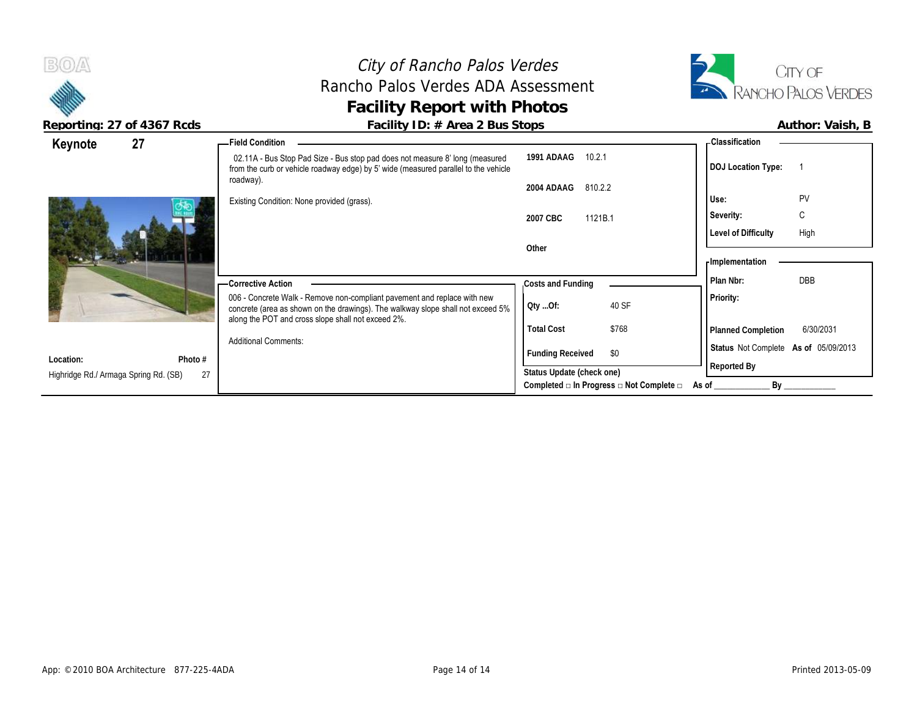# City of Rancho Palos Verdes
## Rancho Palos Verdes ADA Assessment
## Facility Report with Photos

**Reporting: 27 of 4367 Rcds** | **Facility ID: # Area 2 Bus Stops** | **Author: Vaish, B**

**Keynote 27**

**Location:** Highridge Rd./ Armaga Spring Rd. (SB)

**Photo #** 27

### Field Condition

02.11A - Bus Stop Pad Size - Bus stop pad does not measure 8' long (measured from the curb or vehicle roadway edge) by 5' wide (measured parallel to the vehicle roadway).

Existing Condition: None provided (grass).

| | |
|---|---|
| **1991 ADAAG** | 10.2.1 |
| **2004 ADAAG** | 810.2.2 |
| **2007 CBC** | 1121B.1 |
| **Other** | |

### Classification

| | |
|---|---|
| **DOJ Location Type:** | 1 |
| **Use:** | PV |
| **Severity:** | C |
| **Level of Difficulty** | High |

### Corrective Action

006 - Concrete Walk - Remove non-compliant pavement and replace with new concrete (area as shown on the drawings). The walkway slope shall not exceed 5% along the POT and cross slope shall not exceed 2%.

Additional Comments:

### Costs and Funding

| | |
|---|---|
| **Qty ...Of:** | 40 SF |
| **Total Cost** | $768 |
| **Funding Received** | $0 |

**Status Update (check one)**

**Completed □ In Progress □ Not Complete □ As of \_\_\_\_\_\_\_\_\_\_\_\_ By \_\_\_\_\_\_\_\_\_\_\_\_**

### Implementation

| | |
|---|---|
| **Plan Nbr:** | DBB |
| **Priority:** | |
| **Planned Completion** | 6/30/2031 |
| **Status** Not Complete | **As of** 05/09/2013 |
| **Reported By** | |

App: © 2010 BOA Architecture 877-225-4ADA

Printed 2013-05-09